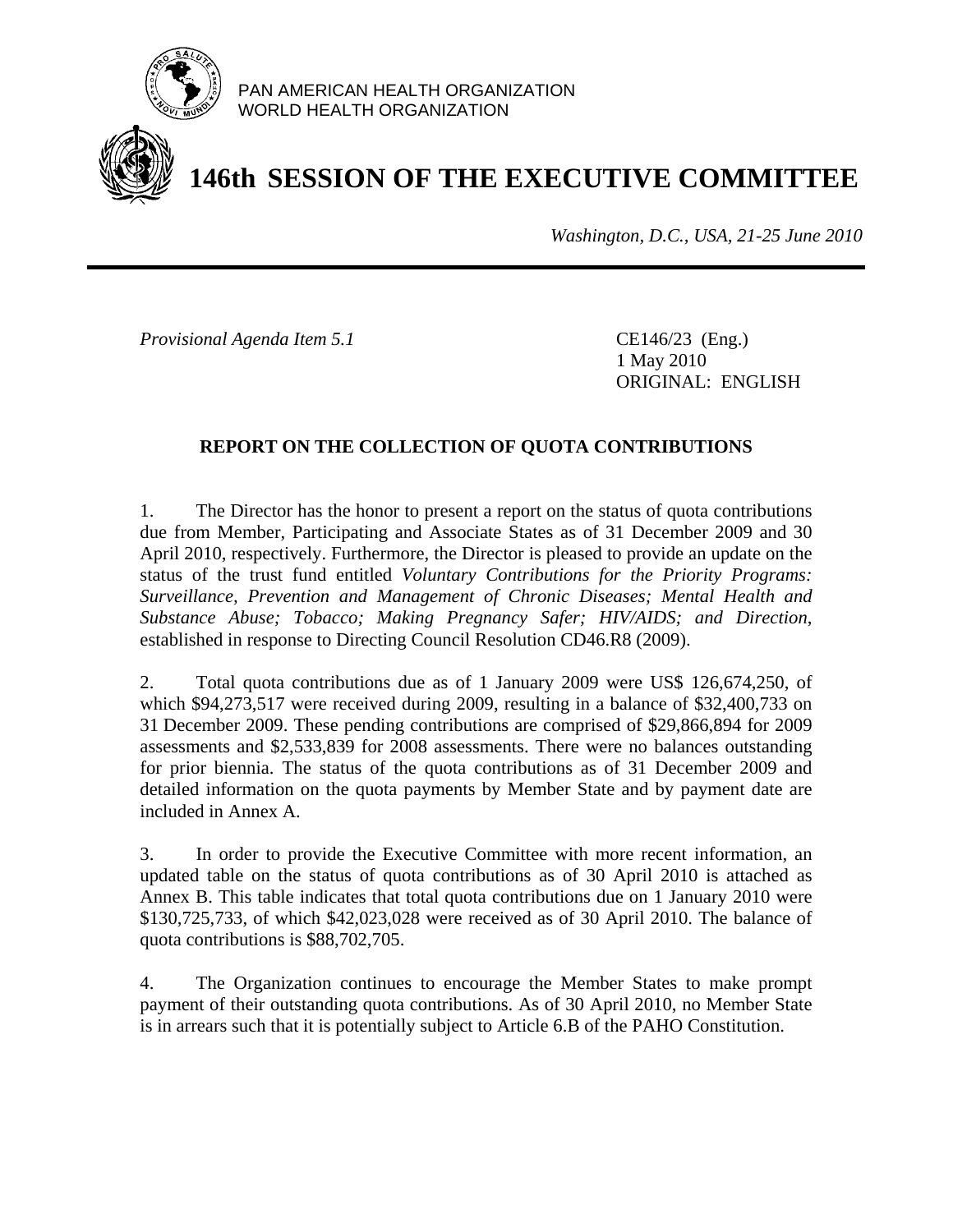PAN AMERICAN HEALTH ORGANIZATION
WORLD HEALTH ORGANIZATION

# 146th SESSION OF THE EXECUTIVE COMMITTEE

*Washington, D.C., USA, 21-25 June 2010*

---

*Provisional Agenda Item 5.1*

CE146/23 (Eng.)
1 May 2010
ORIGINAL: ENGLISH

## REPORT ON THE COLLECTION OF QUOTA CONTRIBUTIONS

1. The Director has the honor to present a report on the status of quota contributions due from Member, Participating and Associate States as of 31 December 2009 and 30 April 2010, respectively. Furthermore, the Director is pleased to provide an update on the status of the trust fund entitled *Voluntary Contributions for the Priority Programs: Surveillance, Prevention and Management of Chronic Diseases; Mental Health and Substance Abuse; Tobacco; Making Pregnancy Safer; HIV/AIDS; and Direction*, established in response to Directing Council Resolution CD46.R8 (2009).

2. Total quota contributions due as of 1 January 2009 were US$ 126,674,250, of which $94,273,517 were received during 2009, resulting in a balance of $32,400,733 on 31 December 2009. These pending contributions are comprised of $29,866,894 for 2009 assessments and $2,533,839 for 2008 assessments. There were no balances outstanding for prior biennia. The status of the quota contributions as of 31 December 2009 and detailed information on the quota payments by Member State and by payment date are included in Annex A.

3. In order to provide the Executive Committee with more recent information, an updated table on the status of quota contributions as of 30 April 2010 is attached as Annex B. This table indicates that total quota contributions due on 1 January 2010 were $130,725,733, of which $42,023,028 were received as of 30 April 2010. The balance of quota contributions is $88,702,705.

4. The Organization continues to encourage the Member States to make prompt payment of their outstanding quota contributions. As of 30 April 2010, no Member State is in arrears such that it is potentially subject to Article 6.B of the PAHO Constitution.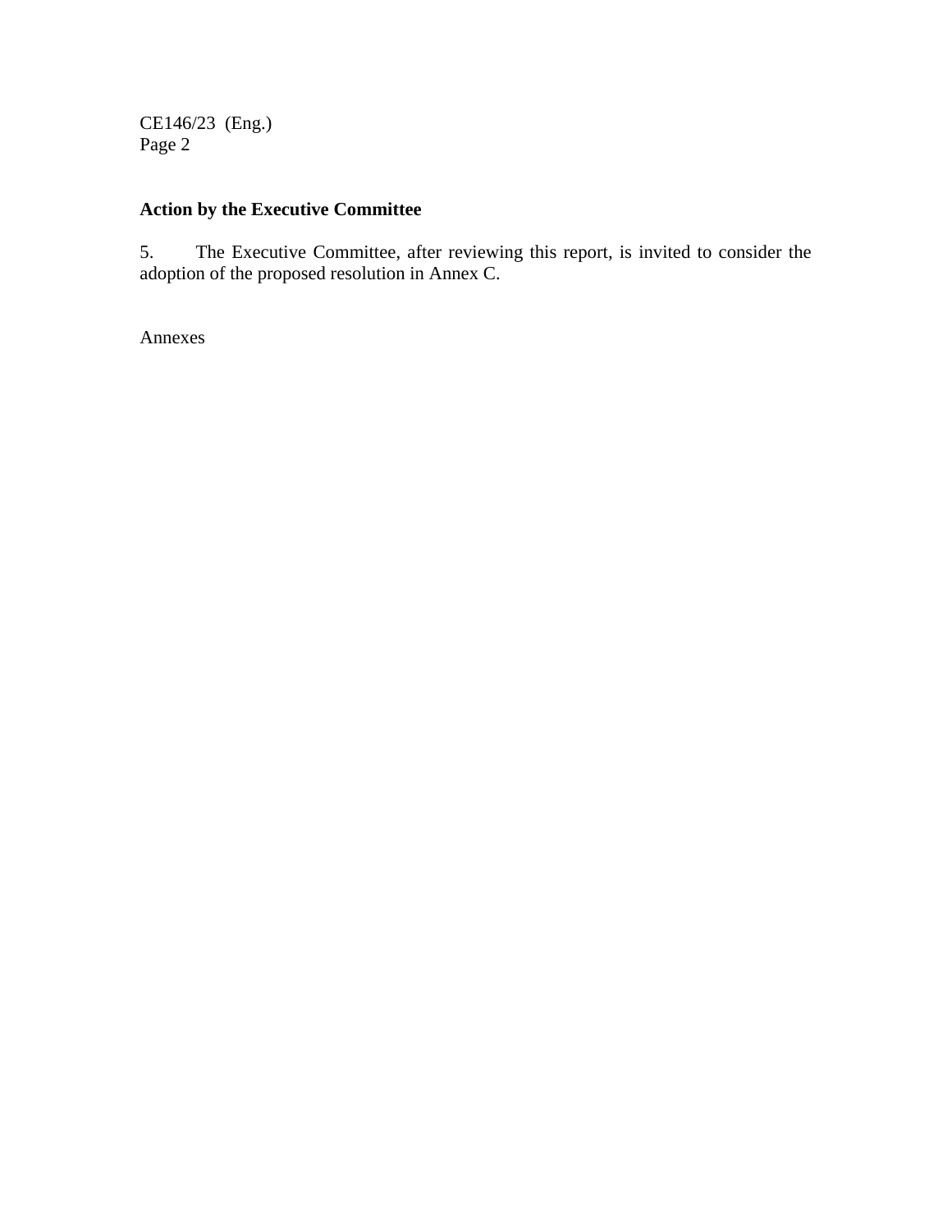**Action by the Executive Committee**

5. The Executive Committee, after reviewing this report, is invited to consider the adoption of the proposed resolution in Annex C.

Annexes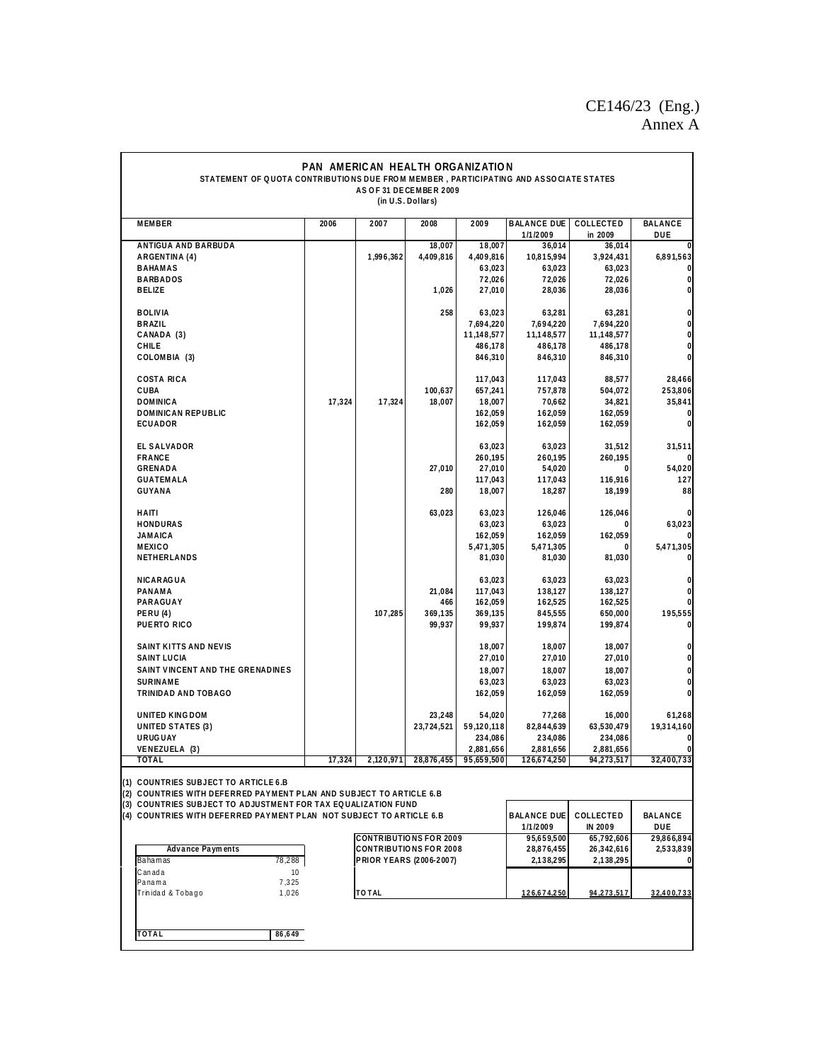CE146/23 (Eng.)
Annex A

# PAN AMERICAN HEALTH ORGANIZATION

**STATEMENT OF QUOTA CONTRIBUTIONS DUE FROM MEMBER, PARTICIPATING AND ASSOCIATE STATES**
**AS OF 31 DECEMBER 2009**
**(in U.S. Dollars)**

| MEMBER | 2006 | 2007 | 2008 | 2009 | BALANCE DUE 1/1/2009 | COLLECTED in 2009 | BALANCE DUE |
|---|---|---|---|---|---|---|---|
| ANTIGUA AND BARBUDA | | | 18,007 | 18,007 | 36,014 | 36,014 | 0 |
| ARGENTINA (4) | | 1,996,362 | 4,409,816 | 4,409,816 | 10,815,994 | 3,924,431 | 6,891,563 |
| BAHAMAS | | | | 63,023 | 63,023 | 63,023 | 0 |
| BARBADOS | | | | 72,026 | 72,026 | 72,026 | 0 |
| BELIZE | | | 1,026 | 27,010 | 28,036 | 28,036 | 0 |
| BOLIVIA | | | 258 | 63,023 | 63,281 | 63,281 | 0 |
| BRAZIL | | | | 7,694,220 | 7,694,220 | 7,694,220 | 0 |
| CANADA (3) | | | | 11,148,577 | 11,148,577 | 11,148,577 | 0 |
| CHILE | | | | 486,178 | 486,178 | 486,178 | 0 |
| COLOMBIA (3) | | | | 846,310 | 846,310 | 846,310 | 0 |
| COSTA RICA | | | | 117,043 | 117,043 | 88,577 | 28,466 |
| CUBA | | | 100,637 | 657,241 | 757,878 | 504,072 | 253,806 |
| DOMINICA | 17,324 | 17,324 | 18,007 | 18,007 | 70,662 | 34,821 | 35,841 |
| DOMINICAN REPUBLIC | | | | 162,059 | 162,059 | 162,059 | 0 |
| ECUADOR | | | | 162,059 | 162,059 | 162,059 | 0 |
| EL SALVADOR | | | | 63,023 | 63,023 | 31,512 | 31,511 |
| FRANCE | | | | 260,195 | 260,195 | 260,195 | 0 |
| GRENADA | | | 27,010 | 27,010 | 54,020 | 0 | 54,020 |
| GUATEMALA | | | | 117,043 | 117,043 | 116,916 | 127 |
| GUYANA | | | 280 | 18,007 | 18,287 | 18,199 | 88 |
| HAITI | | | 63,023 | 63,023 | 126,046 | 126,046 | 0 |
| HONDURAS | | | | 63,023 | 63,023 | 0 | 63,023 |
| JAMAICA | | | | 162,059 | 162,059 | 162,059 | 0 |
| MEXICO | | | | 5,471,305 | 5,471,305 | 0 | 5,471,305 |
| NETHERLANDS | | | | 81,030 | 81,030 | 81,030 | 0 |
| NICARAGUA | | | | 63,023 | 63,023 | 63,023 | 0 |
| PANAMA | | | 21,084 | 117,043 | 138,127 | 138,127 | 0 |
| PARAGUAY | | | 466 | 162,059 | 162,525 | 162,525 | 0 |
| PERU (4) | | 107,285 | 369,135 | 369,135 | 845,555 | 650,000 | 195,555 |
| PUERTO RICO | | | 99,937 | 99,937 | 199,874 | 199,874 | 0 |
| SAINT KITTS AND NEVIS | | | | 18,007 | 18,007 | 18,007 | 0 |
| SAINT LUCIA | | | | 27,010 | 27,010 | 27,010 | 0 |
| SAINT VINCENT AND THE GRENADINES | | | | 18,007 | 18,007 | 18,007 | 0 |
| SURINAME | | | | 63,023 | 63,023 | 63,023 | 0 |
| TRINIDAD AND TOBAGO | | | | 162,059 | 162,059 | 162,059 | 0 |
| UNITED KINGDOM | | | 23,248 | 54,020 | 77,268 | 16,000 | 61,268 |
| UNITED STATES (3) | | | 23,724,521 | 59,120,118 | 82,844,639 | 63,530,479 | 19,314,160 |
| URUGUAY | | | | 234,086 | 234,086 | 234,086 | 0 |
| VENEZUELA (3) | | | | 2,881,656 | 2,881,656 | 2,881,656 | 0 |
| **TOTAL** | **17,324** | **2,120,971** | **28,876,455** | **95,659,500** | **126,674,250** | **94,273,517** | **32,400,733** |

(1) COUNTRIES SUBJECT TO ARTICLE 6.B
(2) COUNTRIES WITH DEFERRED PAYMENT PLAN AND SUBJECT TO ARTICLE 6.B
(3) COUNTRIES SUBJECT TO ADJUSTMENT FOR TAX EQUALIZATION FUND
(4) COUNTRIES WITH DEFERRED PAYMENT PLAN NOT SUBJECT TO ARTICLE 6.B

| | BALANCE DUE 1/1/2009 | COLLECTED IN 2009 | BALANCE DUE |
|---|---|---|---|
| CONTRIBUTIONS FOR 2009 | 95,659,500 | 65,792,606 | 29,866,894 |
| CONTRIBUTIONS FOR 2008 | 28,876,455 | 26,342,616 | 2,533,839 |
| PRIOR YEARS (2006-2007) | 2,138,295 | 2,138,295 | 0 |
| TOTAL | 126,674,250 | 94,273,517 | 32,400,733 |

| Advance Payments | |
|---|---|
| Bahamas | 78,288 |
| Canada | 10 |
| Panama | 7,325 |
| Trinidad & Tobago | 1,026 |
| **TOTAL** | **86,649** |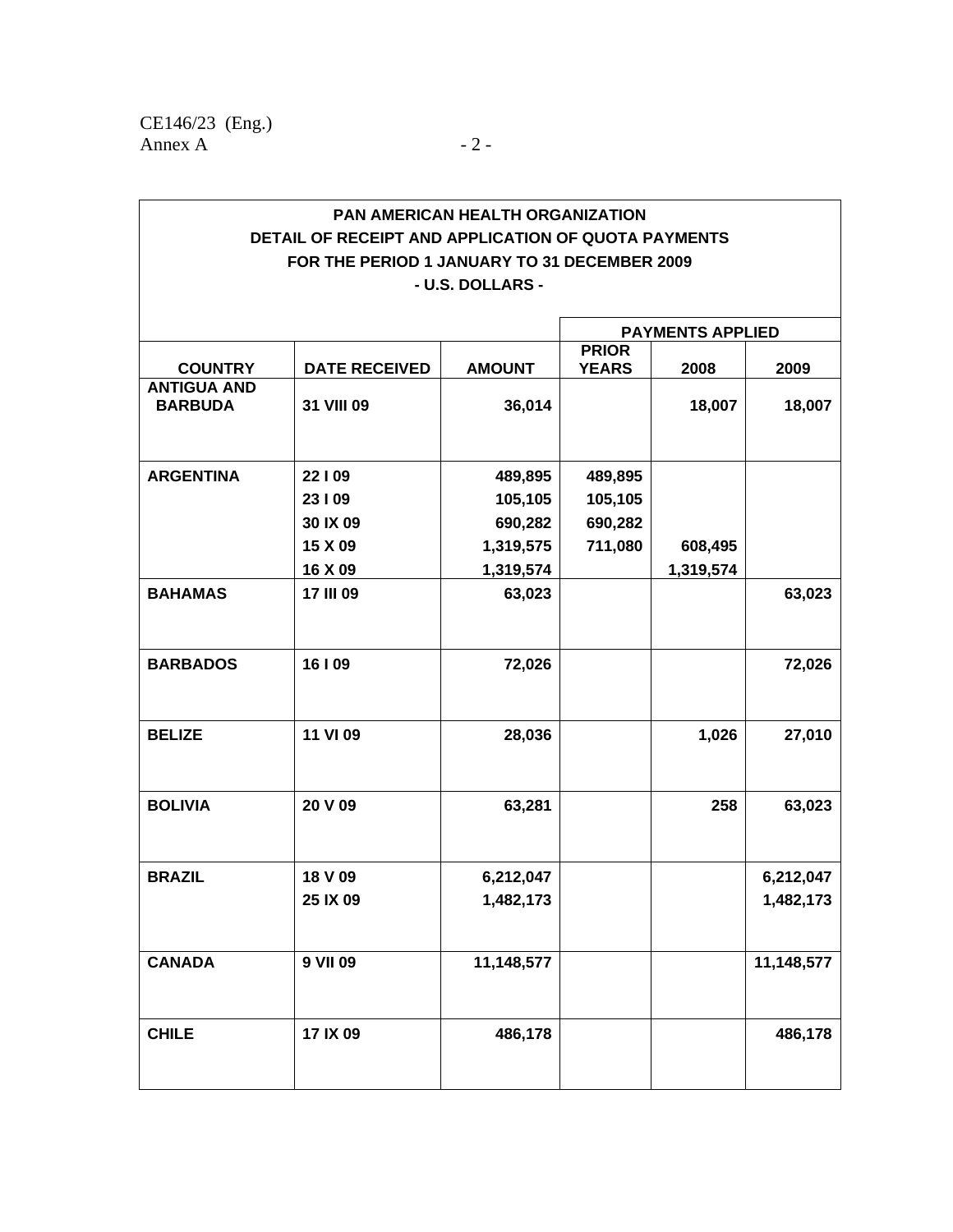**PAN AMERICAN HEALTH ORGANIZATION**
**DETAIL OF RECEIPT AND APPLICATION OF QUOTA PAYMENTS**
**FOR THE PERIOD 1 JANUARY TO 31 DECEMBER 2009**
**- U.S. DOLLARS -**

| | | | PAYMENTS APPLIED | | |
|---|---|---|---|---|---|
| **COUNTRY** | **DATE RECEIVED** | **AMOUNT** | **PRIOR YEARS** | **2008** | **2009** |
| **ANTIGUA AND BARBUDA** | 31 VIII 09 | 36,014 | | 18,007 | 18,007 |
| **ARGENTINA** | 22 I 09 | 489,895 | 489,895 | | |
| | 23 I 09 | 105,105 | 105,105 | | |
| | 30 IX 09 | 690,282 | 690,282 | | |
| | 15 X 09 | 1,319,575 | 711,080 | 608,495 | |
| | 16 X 09 | 1,319,574 | | 1,319,574 | |
| **BAHAMAS** | 17 III 09 | 63,023 | | | 63,023 |
| **BARBADOS** | 16 I 09 | 72,026 | | | 72,026 |
| **BELIZE** | 11 VI 09 | 28,036 | | 1,026 | 27,010 |
| **BOLIVIA** | 20 V 09 | 63,281 | | 258 | 63,023 |
| **BRAZIL** | 18 V 09 | 6,212,047 | | | 6,212,047 |
| | 25 IX 09 | 1,482,173 | | | 1,482,173 |
| **CANADA** | 9 VII 09 | 11,148,577 | | | 11,148,577 |
| **CHILE** | 17 IX 09 | 486,178 | | | 486,178 |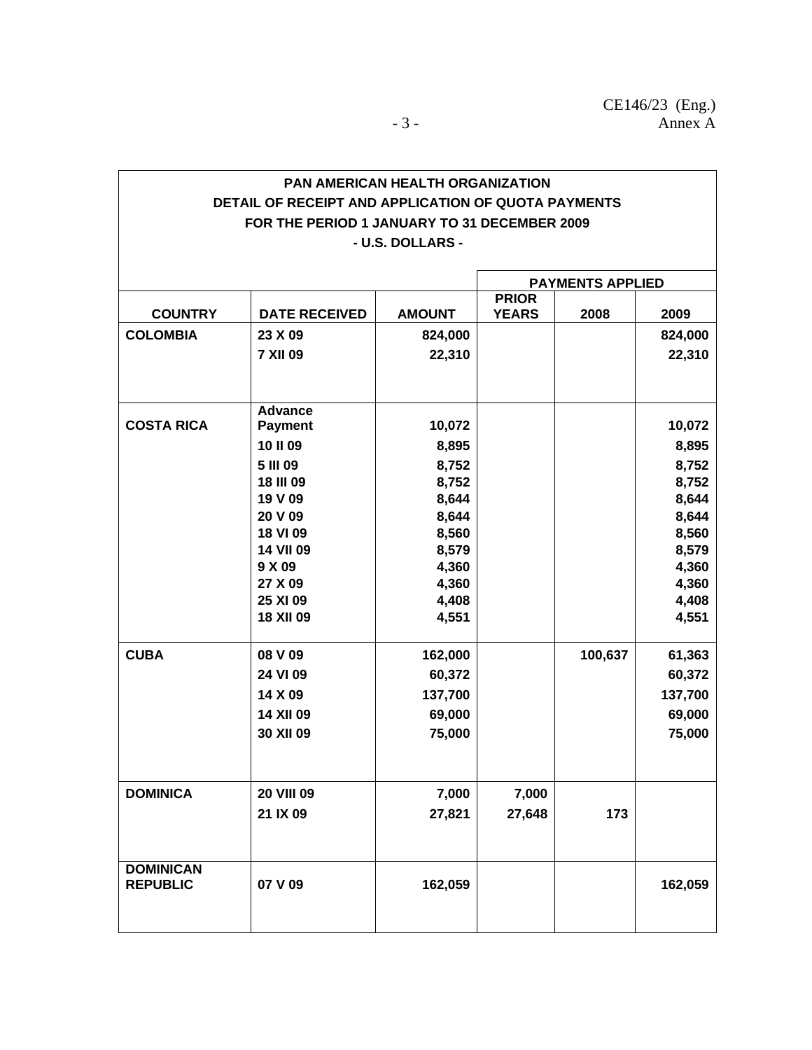**PAN AMERICAN HEALTH ORGANIZATION**
**DETAIL OF RECEIPT AND APPLICATION OF QUOTA PAYMENTS**
**FOR THE PERIOD 1 JANUARY TO 31 DECEMBER 2009**
**- U.S. DOLLARS -**

| COUNTRY | DATE RECEIVED | AMOUNT | PAYMENTS APPLIED | | |
|---|---|---|---|---|---|
| | | | PRIOR YEARS | 2008 | 2009 |
| COLOMBIA | 23 X 09 | 824,000 | | | 824,000 |
| | 7 XII 09 | 22,310 | | | 22,310 |
| COSTA RICA | Advance Payment | 10,072 | | | 10,072 |
| | 10 II 09 | 8,895 | | | 8,895 |
| | 5 III 09 | 8,752 | | | 8,752 |
| | 18 III 09 | 8,752 | | | 8,752 |
| | 19 V 09 | 8,644 | | | 8,644 |
| | 20 V 09 | 8,644 | | | 8,644 |
| | 18 VI 09 | 8,560 | | | 8,560 |
| | 14 VII 09 | 8,579 | | | 8,579 |
| | 9 X 09 | 4,360 | | | 4,360 |
| | 27 X 09 | 4,360 | | | 4,360 |
| | 25 XI 09 | 4,408 | | | 4,408 |
| | 18 XII 09 | 4,551 | | | 4,551 |
| CUBA | 08 V 09 | 162,000 | | 100,637 | 61,363 |
| | 24 VI 09 | 60,372 | | | 60,372 |
| | 14 X 09 | 137,700 | | | 137,700 |
| | 14 XII 09 | 69,000 | | | 69,000 |
| | 30 XII 09 | 75,000 | | | 75,000 |
| DOMINICA | 20 VIII 09 | 7,000 | 7,000 | | |
| | 21 IX 09 | 27,821 | 27,648 | 173 | |
| DOMINICAN REPUBLIC | 07 V 09 | 162,059 | | | 162,059 |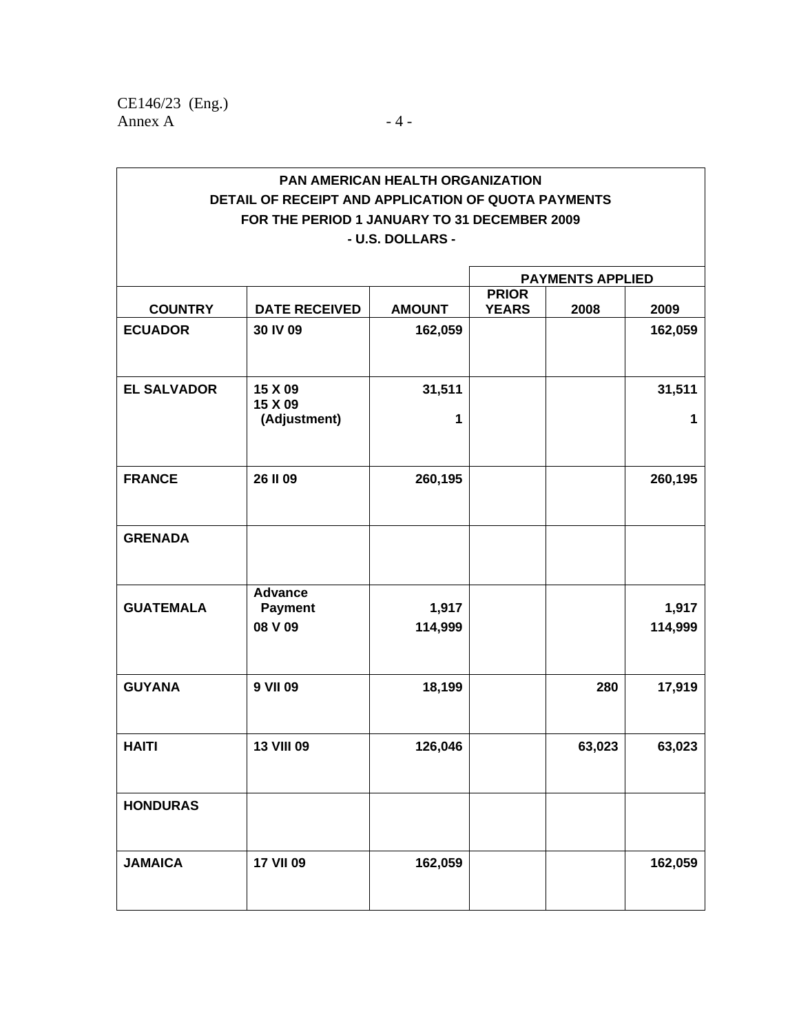**PAN AMERICAN HEALTH ORGANIZATION**
**DETAIL OF RECEIPT AND APPLICATION OF QUOTA PAYMENTS**
**FOR THE PERIOD 1 JANUARY TO 31 DECEMBER 2009**
**- U.S. DOLLARS -**

| COUNTRY | DATE RECEIVED | AMOUNT | PAYMENTS APPLIED PRIOR YEARS | 2008 | 2009 |
|---|---|---|---|---|---|
| ECUADOR | 30 IV 09 | 162,059 | | | 162,059 |
| EL SALVADOR | 15 X 09 | 31,511 | | | 31,511 |
| | 15 X 09 (Adjustment) | 1 | | | 1 |
| FRANCE | 26 II 09 | 260,195 | | | 260,195 |
| GRENADA | | | | | |
| GUATEMALA | Advance Payment | 1,917 | | | 1,917 |
| | 08 V 09 | 114,999 | | | 114,999 |
| GUYANA | 9 VII 09 | 18,199 | | 280 | 17,919 |
| HAITI | 13 VIII 09 | 126,046 | | 63,023 | 63,023 |
| HONDURAS | | | | | |
| JAMAICA | 17 VII 09 | 162,059 | | | 162,059 |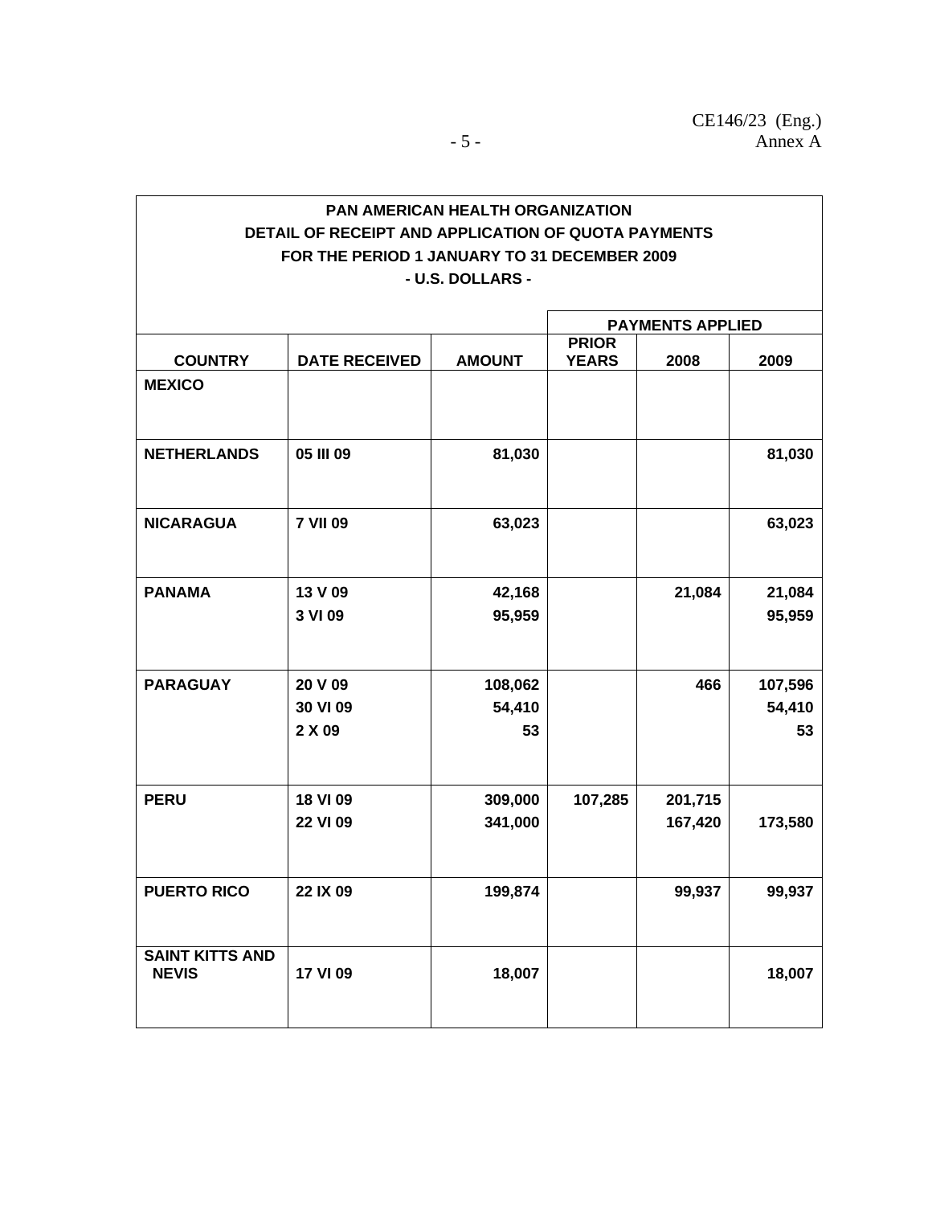**PAN AMERICAN HEALTH ORGANIZATION**
**DETAIL OF RECEIPT AND APPLICATION OF QUOTA PAYMENTS**
**FOR THE PERIOD 1 JANUARY TO 31 DECEMBER 2009**
**- U.S. DOLLARS -**

| COUNTRY | DATE RECEIVED | AMOUNT | PAYMENTS APPLIED PRIOR YEARS | 2008 | 2009 |
|---|---|---|---|---|---|
| **MEXICO** | | | | | |
| **NETHERLANDS** | 05 III 09 | 81,030 | | | 81,030 |
| **NICARAGUA** | 7 VII 09 | 63,023 | | | 63,023 |
| **PANAMA** | 13 V 09 | 42,168 | | 21,084 | 21,084 |
| | 3 VI 09 | 95,959 | | | 95,959 |
| **PARAGUAY** | 20 V 09 | 108,062 | | 466 | 107,596 |
| | 30 VI 09 | 54,410 | | | 54,410 |
| | 2 X 09 | 53 | | | 53 |
| **PERU** | 18 VI 09 | 309,000 | 107,285 | 201,715 | |
| | 22 VI 09 | 341,000 | | 167,420 | 173,580 |
| **PUERTO RICO** | 22 IX 09 | 199,874 | | 99,937 | 99,937 |
| **SAINT KITTS AND NEVIS** | 17 VI 09 | 18,007 | | | 18,007 |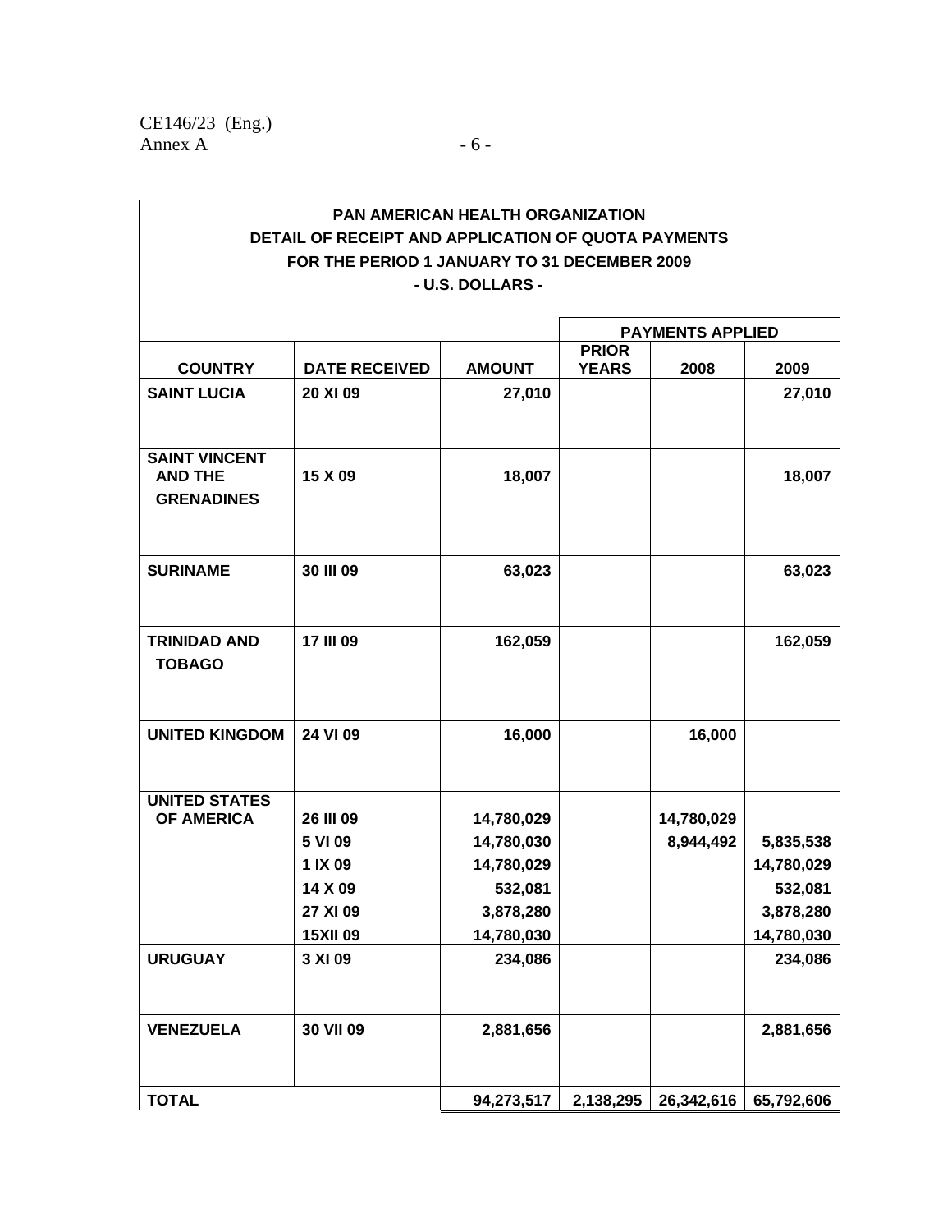**PAN AMERICAN HEALTH ORGANIZATION**
**DETAIL OF RECEIPT AND APPLICATION OF QUOTA PAYMENTS**
**FOR THE PERIOD 1 JANUARY TO 31 DECEMBER 2009**
**- U.S. DOLLARS -**

| | | | PAYMENTS APPLIED | | |
|---|---|---|---|---|---|
| COUNTRY | DATE RECEIVED | AMOUNT | PRIOR YEARS | 2008 | 2009 |
| SAINT LUCIA | 20 XI 09 | 27,010 | | | 27,010 |
| SAINT VINCENT AND THE GRENADINES | 15 X 09 | 18,007 | | | 18,007 |
| SURINAME | 30 III 09 | 63,023 | | | 63,023 |
| TRINIDAD AND TOBAGO | 17 III 09 | 162,059 | | | 162,059 |
| UNITED KINGDOM | 24 VI 09 | 16,000 | | 16,000 | |
| UNITED STATES OF AMERICA | 26 III 09 | 14,780,029 | | 14,780,029 | |
| | 5 VI 09 | 14,780,030 | | 8,944,492 | 5,835,538 |
| | 1 IX 09 | 14,780,029 | | | 14,780,029 |
| | 14 X 09 | 532,081 | | | 532,081 |
| | 27 XI 09 | 3,878,280 | | | 3,878,280 |
| | 15XII 09 | 14,780,030 | | | 14,780,030 |
| URUGUAY | 3 XI 09 | 234,086 | | | 234,086 |
| VENEZUELA | 30 VII 09 | 2,881,656 | | | 2,881,656 |
| TOTAL | | 94,273,517 | 2,138,295 | 26,342,616 | 65,792,606 |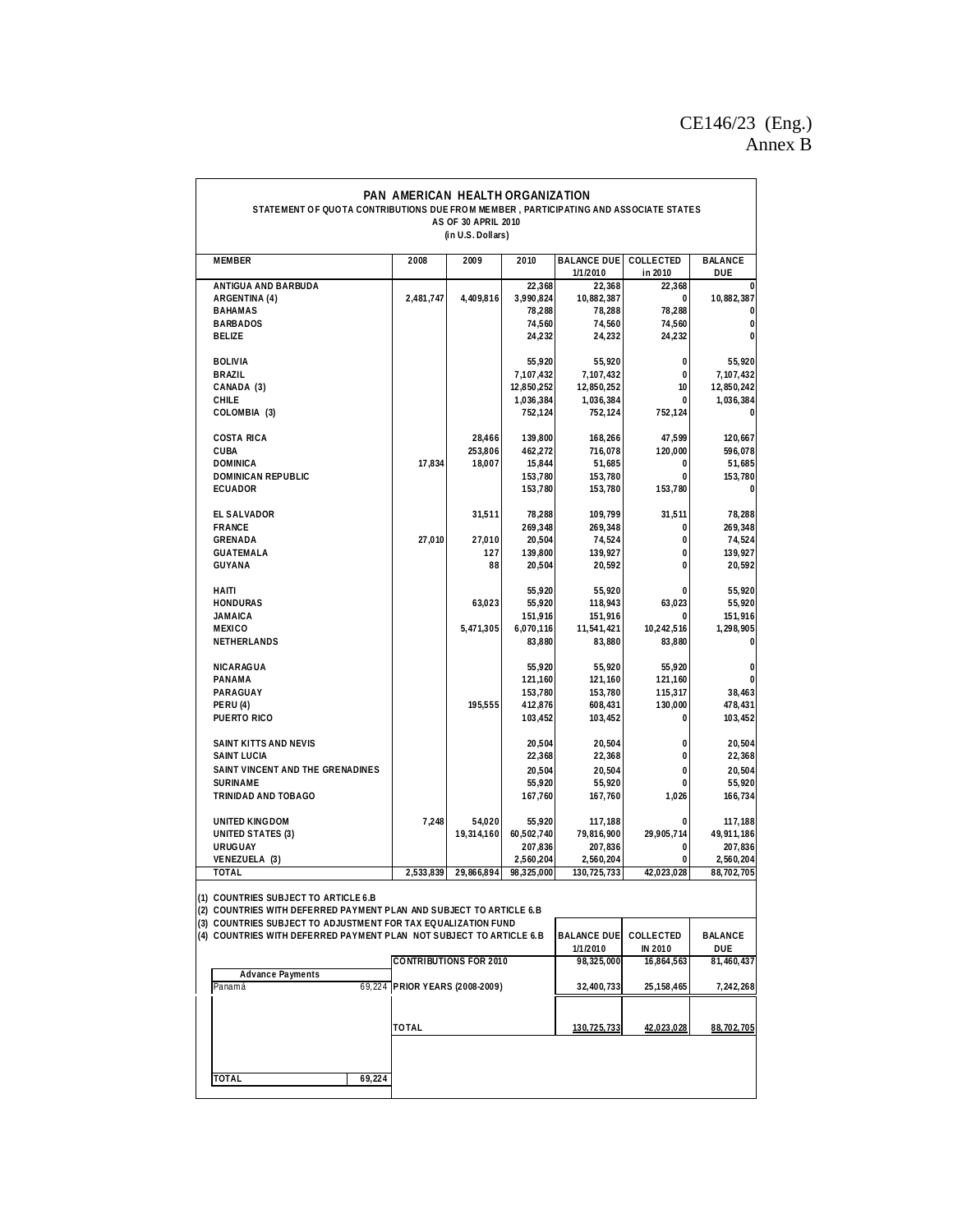CE146/23 (Eng.)
Annex B

# PAN AMERICAN HEALTH ORGANIZATION

## STATEMENT OF QUOTA CONTRIBUTIONS DUE FROM MEMBER, PARTICIPATING AND ASSOCIATE STATES

**AS OF 30 APRIL 2010**

**(in U.S. Dollars)**

| MEMBER | 2008 | 2009 | 2010 | BALANCE DUE 1/1/2010 | COLLECTED in 2010 | BALANCE DUE |
|---|---|---|---|---|---|---|
| ANTIGUA AND BARBUDA | | | 22,368 | 22,368 | 22,368 | 0 |
| ARGENTINA (4) | 2,481,747 | 4,409,816 | 3,990,824 | 10,882,387 | 0 | 10,882,387 |
| BAHAMAS | | | 78,288 | 78,288 | 78,288 | 0 |
| BARBADOS | | | 74,560 | 74,560 | 74,560 | 0 |
| BELIZE | | | 24,232 | 24,232 | 24,232 | 0 |
| BOLIVIA | | | 55,920 | 55,920 | 0 | 55,920 |
| BRAZIL | | | 7,107,432 | 7,107,432 | 0 | 7,107,432 |
| CANADA (3) | | | 12,850,252 | 12,850,252 | 10 | 12,850,242 |
| CHILE | | | 1,036,384 | 1,036,384 | 0 | 1,036,384 |
| COLOMBIA (3) | | | 752,124 | 752,124 | 752,124 | 0 |
| COSTA RICA | | 28,466 | 139,800 | 168,266 | 47,599 | 120,667 |
| CUBA | | 253,806 | 462,272 | 716,078 | 120,000 | 596,078 |
| DOMINICA | 17,834 | 18,007 | 15,844 | 51,685 | 0 | 51,685 |
| DOMINICAN REPUBLIC | | | 153,780 | 153,780 | 0 | 153,780 |
| ECUADOR | | | 153,780 | 153,780 | 153,780 | 0 |
| EL SALVADOR | | 31,511 | 78,288 | 109,799 | 31,511 | 78,288 |
| FRANCE | | | 269,348 | 269,348 | 0 | 269,348 |
| GRENADA | 27,010 | 27,010 | 20,504 | 74,524 | 0 | 74,524 |
| GUATEMALA | | 127 | 139,800 | 139,927 | 0 | 139,927 |
| GUYANA | | 88 | 20,504 | 20,592 | 0 | 20,592 |
| HAITI | | | 55,920 | 55,920 | 0 | 55,920 |
| HONDURAS | | 63,023 | 55,920 | 118,943 | 63,023 | 55,920 |
| JAMAICA | | | 151,916 | 151,916 | 0 | 151,916 |
| MEXICO | | 5,471,305 | 6,070,116 | 11,541,421 | 10,242,516 | 1,298,905 |
| NETHERLANDS | | | 83,880 | 83,880 | 83,880 | 0 |
| NICARAGUA | | | 55,920 | 55,920 | 55,920 | 0 |
| PANAMA | | | 121,160 | 121,160 | 121,160 | 0 |
| PARAGUAY | | | 153,780 | 153,780 | 115,317 | 38,463 |
| PERU (4) | | 195,555 | 412,876 | 608,431 | 130,000 | 478,431 |
| PUERTO RICO | | | 103,452 | 103,452 | 0 | 103,452 |
| SAINT KITTS AND NEVIS | | | 20,504 | 20,504 | 0 | 20,504 |
| SAINT LUCIA | | | 22,368 | 22,368 | 0 | 22,368 |
| SAINT VINCENT AND THE GRENADINES | | | 20,504 | 20,504 | 0 | 20,504 |
| SURINAME | | | 55,920 | 55,920 | 0 | 55,920 |
| TRINIDAD AND TOBAGO | | | 167,760 | 167,760 | 1,026 | 166,734 |
| UNITED KINGDOM | 7,248 | 54,020 | 55,920 | 117,188 | 0 | 117,188 |
| UNITED STATES (3) | | 19,314,160 | 60,502,740 | 79,816,900 | 29,905,714 | 49,911,186 |
| URUGUAY | | | 207,836 | 207,836 | 0 | 207,836 |
| VENEZUELA (3) | | | 2,560,204 | 2,560,204 | 0 | 2,560,204 |
| TOTAL | 2,533,839 | 29,866,894 | 98,325,000 | 130,725,733 | 42,023,028 | 88,702,705 |

(1) COUNTRIES SUBJECT TO ARTICLE 6.B
(2) COUNTRIES WITH DEFERRED PAYMENT PLAN AND SUBJECT TO ARTICLE 6.B
(3) COUNTRIES SUBJECT TO ADJUSTMENT FOR TAX EQUALIZATION FUND
(4) COUNTRIES WITH DEFERRED PAYMENT PLAN NOT SUBJECT TO ARTICLE 6.B

| | BALANCE DUE 1/1/2010 | COLLECTED IN 2010 | BALANCE DUE |
|---|---|---|---|
| CONTRIBUTIONS FOR 2010 | 98,325,000 | 16,864,563 | 81,460,437 |
| PRIOR YEARS (2008-2009) | 32,400,733 | 25,158,465 | 7,242,268 |
| TOTAL | 130,725,733 | 42,023,028 | 88,702,705 |

| Advance Payments | |
|---|---|
| Panamá | 69,224 |
| TOTAL | 69,224 |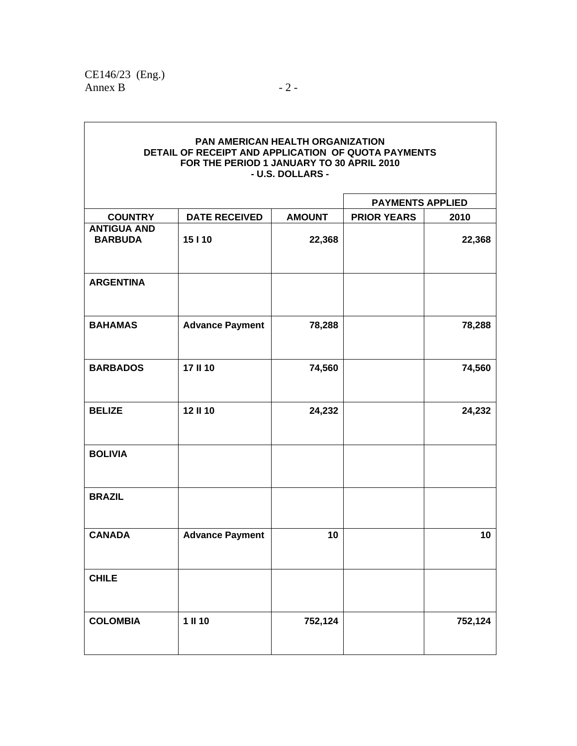**PAN AMERICAN HEALTH ORGANIZATION**
**DETAIL OF RECEIPT AND APPLICATION OF QUOTA PAYMENTS**
**FOR THE PERIOD 1 JANUARY TO 30 APRIL 2010**
**- U.S. DOLLARS -**

| | | | PAYMENTS APPLIED | |
|---|---|---|---|---|
| **COUNTRY** | **DATE RECEIVED** | **AMOUNT** | **PRIOR YEARS** | **2010** |
| **ANTIGUA AND BARBUDA** | 15 I 10 | 22,368 | | 22,368 |
| **ARGENTINA** | | | | |
| **BAHAMAS** | Advance Payment | 78,288 | | 78,288 |
| **BARBADOS** | 17 II 10 | 74,560 | | 74,560 |
| **BELIZE** | 12 II 10 | 24,232 | | 24,232 |
| **BOLIVIA** | | | | |
| **BRAZIL** | | | | |
| **CANADA** | Advance Payment | 10 | | 10 |
| **CHILE** | | | | |
| **COLOMBIA** | 1 II 10 | 752,124 | | 752,124 |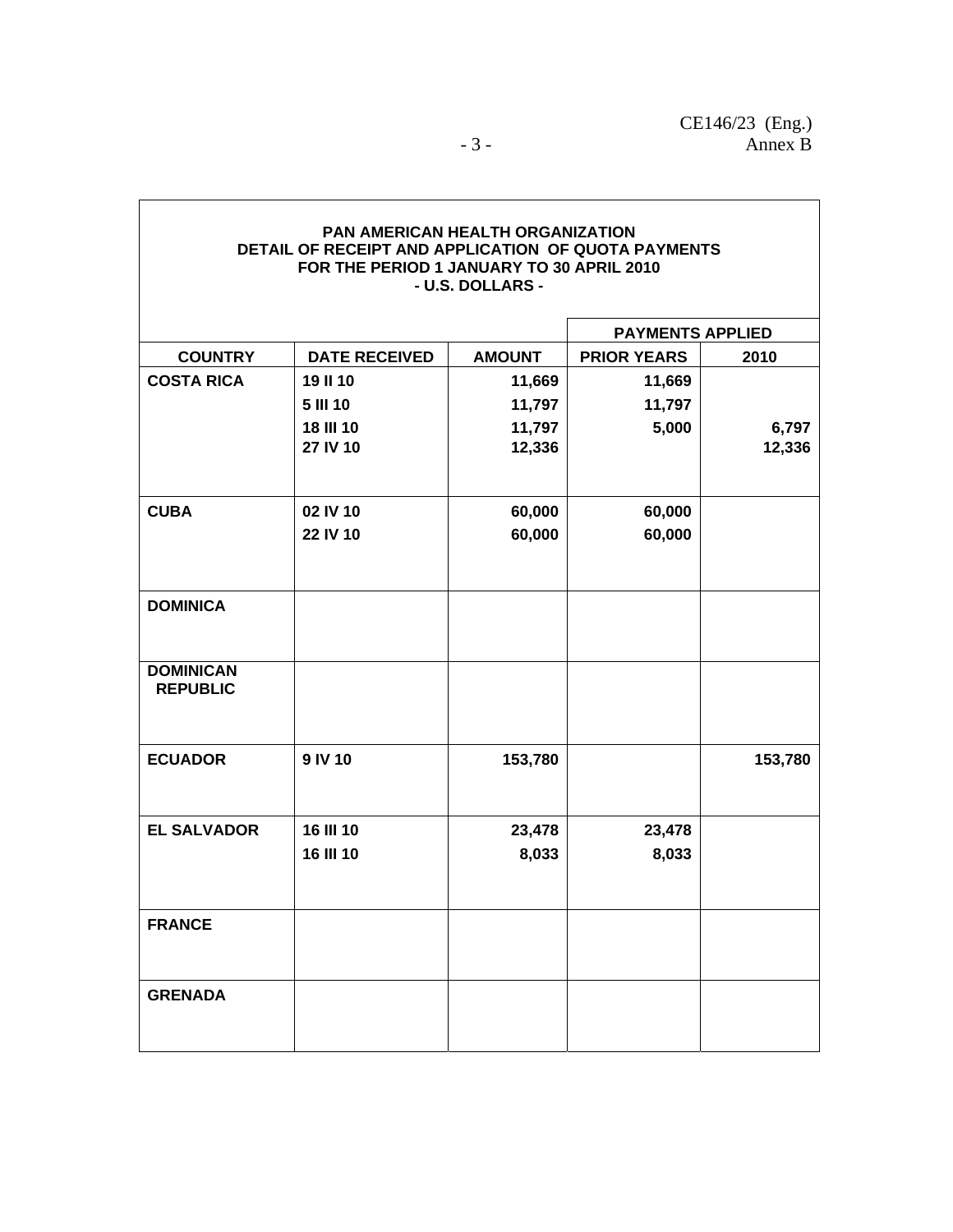**PAN AMERICAN HEALTH ORGANIZATION**
**DETAIL OF RECEIPT AND APPLICATION OF QUOTA PAYMENTS**
**FOR THE PERIOD 1 JANUARY TO 30 APRIL 2010**
**- U.S. DOLLARS -**

| COUNTRY | DATE RECEIVED | AMOUNT | PAYMENTS APPLIED PRIOR YEARS | PAYMENTS APPLIED 2010 |
|---|---|---|---|---|
| COSTA RICA | 19 II 10 | 11,669 | 11,669 | |
| | 5 III 10 | 11,797 | 11,797 | |
| | 18 III 10 | 11,797 | 5,000 | 6,797 |
| | 27 IV 10 | 12,336 | | 12,336 |
| CUBA | 02 IV 10 | 60,000 | 60,000 | |
| | 22 IV 10 | 60,000 | 60,000 | |
| DOMINICA | | | | |
| DOMINICAN REPUBLIC | | | | |
| ECUADOR | 9 IV 10 | 153,780 | | 153,780 |
| EL SALVADOR | 16 III 10 | 23,478 | 23,478 | |
| | 16 III 10 | 8,033 | 8,033 | |
| FRANCE | | | | |
| GRENADA | | | | |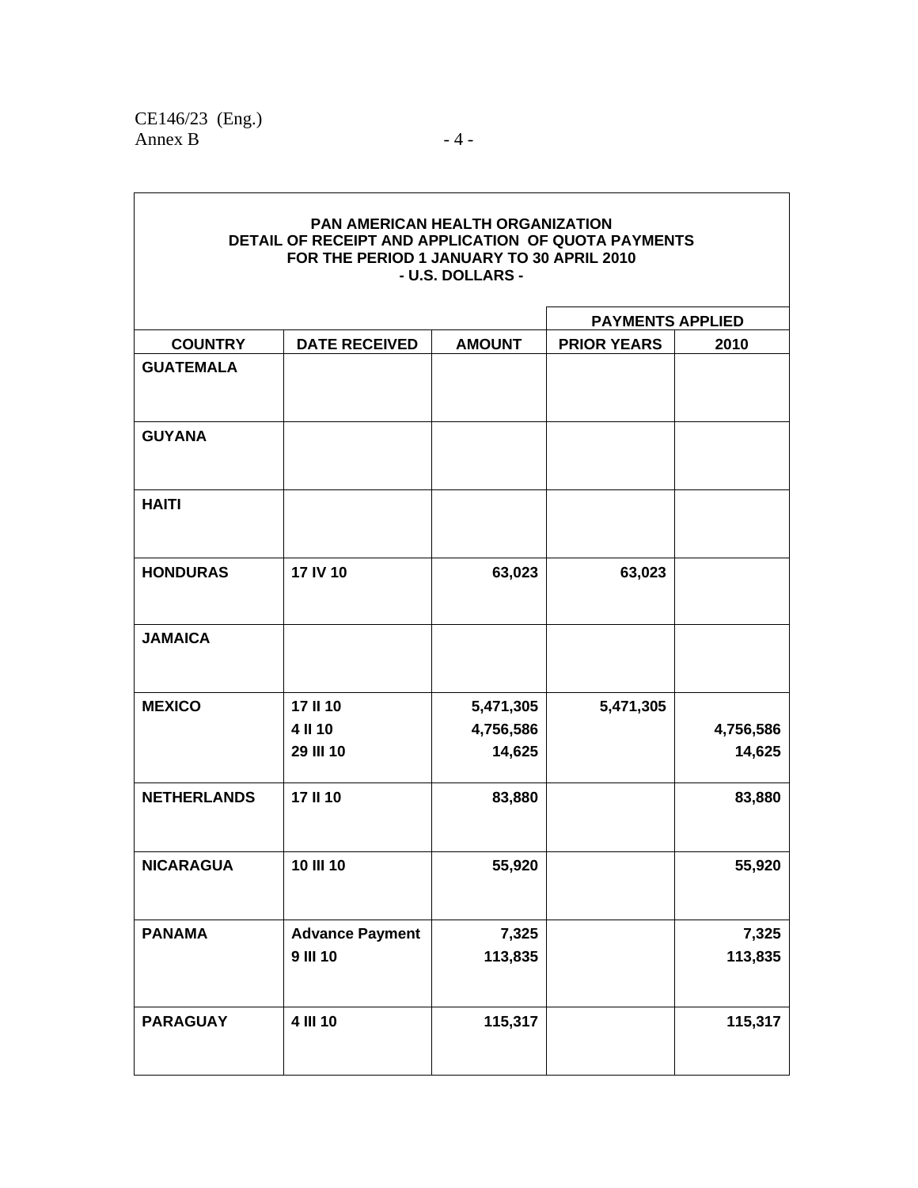**PAN AMERICAN HEALTH ORGANIZATION**
**DETAIL OF RECEIPT AND APPLICATION OF QUOTA PAYMENTS**
**FOR THE PERIOD 1 JANUARY TO 30 APRIL 2010**
**- U.S. DOLLARS -**

| | | | PAYMENTS APPLIED | |
|---|---|---|---|---|
| **COUNTRY** | **DATE RECEIVED** | **AMOUNT** | **PRIOR YEARS** | **2010** |
| **GUATEMALA** | | | | |
| **GUYANA** | | | | |
| **HAITI** | | | | |
| **HONDURAS** | 17 IV 10 | 63,023 | 63,023 | |
| **JAMAICA** | | | | |
| **MEXICO** | 17 II 10 | 5,471,305 | 5,471,305 | |
| | 4 II 10 | 4,756,586 | | 4,756,586 |
| | 29 III 10 | 14,625 | | 14,625 |
| **NETHERLANDS** | 17 II 10 | 83,880 | | 83,880 |
| **NICARAGUA** | 10 III 10 | 55,920 | | 55,920 |
| **PANAMA** | Advance Payment | 7,325 | | 7,325 |
| | 9 III 10 | 113,835 | | 113,835 |
| **PARAGUAY** | 4 III 10 | 115,317 | | 115,317 |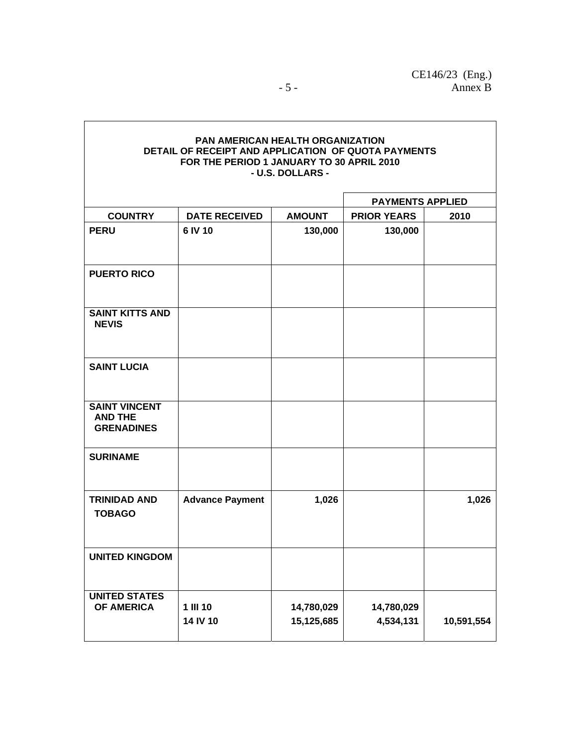**PAN AMERICAN HEALTH ORGANIZATION**
**DETAIL OF RECEIPT AND APPLICATION OF QUOTA PAYMENTS**
**FOR THE PERIOD 1 JANUARY TO 30 APRIL 2010**
**- U.S. DOLLARS -**

| | | | PAYMENTS APPLIED | |
|---|---|---|---|---|
| **COUNTRY** | **DATE RECEIVED** | **AMOUNT** | **PRIOR YEARS** | **2010** |
| **PERU** | 6 IV 10 | 130,000 | 130,000 | |
| **PUERTO RICO** | | | | |
| **SAINT KITTS AND NEVIS** | | | | |
| **SAINT LUCIA** | | | | |
| **SAINT VINCENT AND THE GRENADINES** | | | | |
| **SURINAME** | | | | |
| **TRINIDAD AND TOBAGO** | Advance Payment | 1,026 | | 1,026 |
| **UNITED KINGDOM** | | | | |
| **UNITED STATES OF AMERICA** | 1 III 10 | 14,780,029 | 14,780,029 | |
| | 14 IV 10 | 15,125,685 | 4,534,131 | 10,591,554 |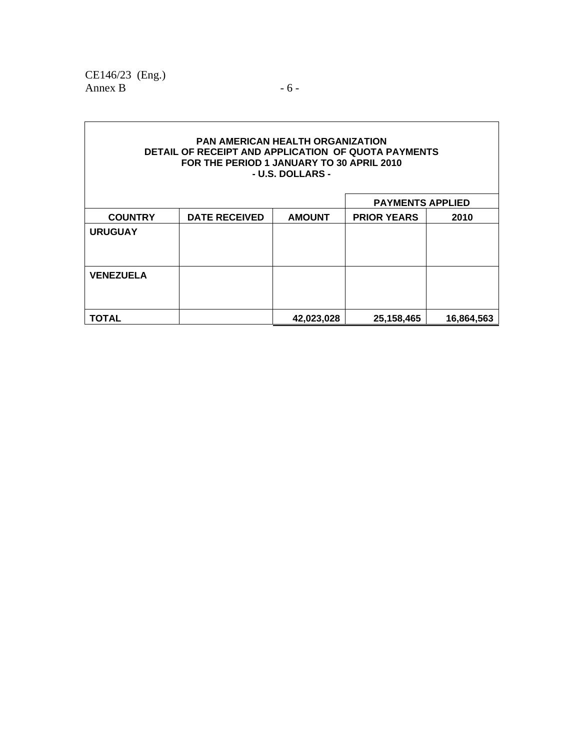**PAN AMERICAN HEALTH ORGANIZATION**
**DETAIL OF RECEIPT AND APPLICATION OF QUOTA PAYMENTS**
**FOR THE PERIOD 1 JANUARY TO 30 APRIL 2010**
**- U.S. DOLLARS -**

| | | | PAYMENTS APPLIED | |
|---|---|---|---|---|
| **COUNTRY** | **DATE RECEIVED** | **AMOUNT** | **PRIOR YEARS** | **2010** |
| **URUGUAY** | | | | |
| **VENEZUELA** | | | | |
| **TOTAL** | | **42,023,028** | **25,158,465** | **16,864,563** |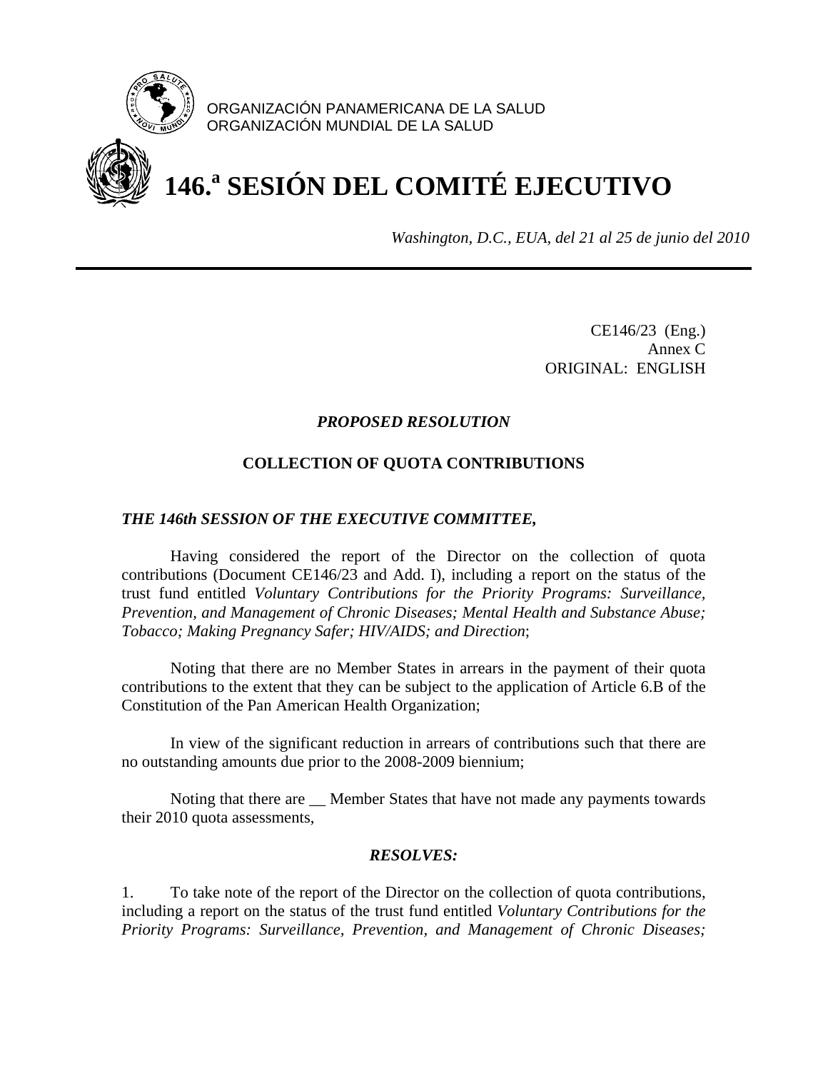ORGANIZACIÓN PANAMERICANA DE LA SALUD
ORGANIZACIÓN MUNDIAL DE LA SALUD

# 146.ª SESIÓN DEL COMITÉ EJECUTIVO

*Washington, D.C., EUA, del 21 al 25 de junio del 2010*

---

CE146/23 (Eng.)
Annex C
ORIGINAL: ENGLISH

### *PROPOSED RESOLUTION*

### COLLECTION OF QUOTA CONTRIBUTIONS

***THE 146th SESSION OF THE EXECUTIVE COMMITTEE,***

Having considered the report of the Director on the collection of quota contributions (Document CE146/23 and Add. I), including a report on the status of the trust fund entitled *Voluntary Contributions for the Priority Programs: Surveillance, Prevention, and Management of Chronic Diseases; Mental Health and Substance Abuse; Tobacco; Making Pregnancy Safer; HIV/AIDS; and Direction*;

Noting that there are no Member States in arrears in the payment of their quota contributions to the extent that they can be subject to the application of Article 6.B of the Constitution of the Pan American Health Organization;

In view of the significant reduction in arrears of contributions such that there are no outstanding amounts due prior to the 2008-2009 biennium;

Noting that there are __ Member States that have not made any payments towards their 2010 quota assessments,

***RESOLVES:***

1. To take note of the report of the Director on the collection of quota contributions, including a report on the status of the trust fund entitled *Voluntary Contributions for the Priority Programs: Surveillance, Prevention, and Management of Chronic Diseases;*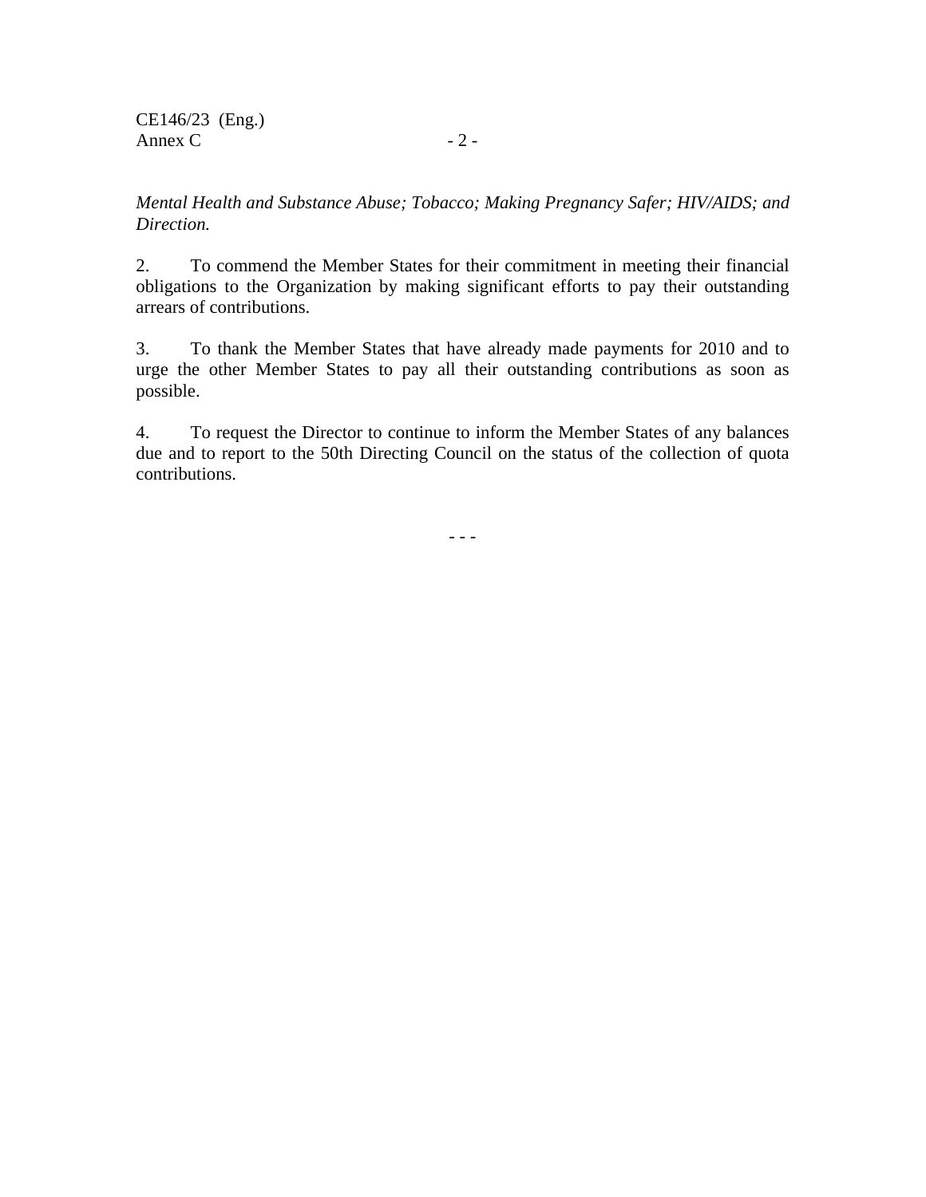*Mental Health and Substance Abuse; Tobacco; Making Pregnancy Safer; HIV/AIDS; and Direction.*

2. To commend the Member States for their commitment in meeting their financial obligations to the Organization by making significant efforts to pay their outstanding arrears of contributions.

3. To thank the Member States that have already made payments for 2010 and to urge the other Member States to pay all their outstanding contributions as soon as possible.

4. To request the Director to continue to inform the Member States of any balances due and to report to the 50th Directing Council on the status of the collection of quota contributions.

- - -